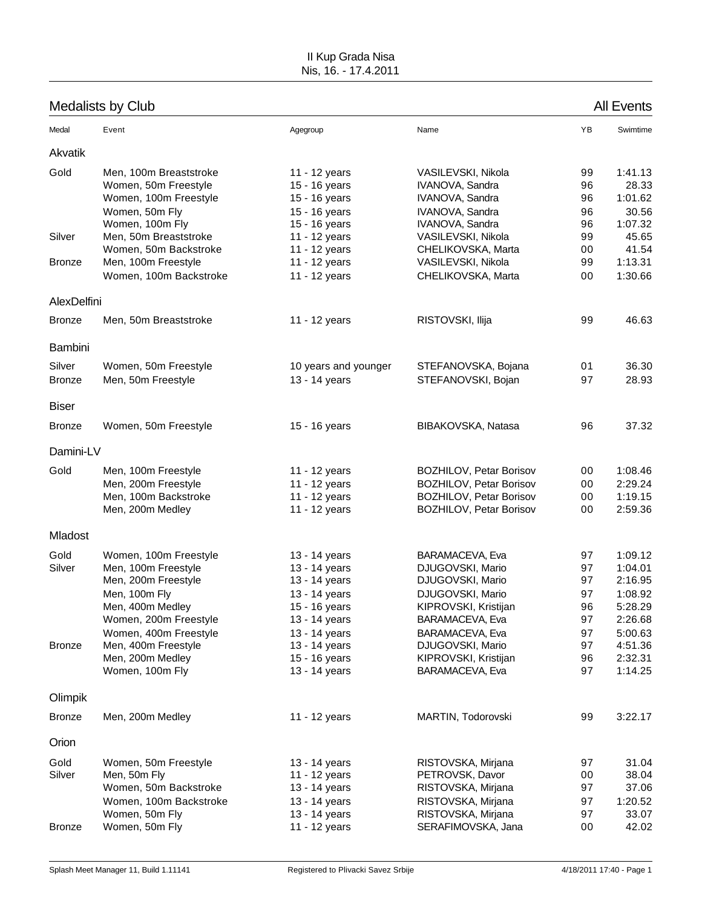II Kup Grada Nisa
Nis, 16. - 17.4.2011

## Medalists by Club

All Events

| Medal | Event | Agegroup | Name | YB | Swimtime |
|---|---|---|---|---|---|
| **Akvatik** | | | | | |
| Gold | Men, 100m Breaststroke | 11 - 12 years | VASILEVSKI, Nikola | 99 | 1:41.13 |
| | Women, 50m Freestyle | 15 - 16 years | IVANOVA, Sandra | 96 | 28.33 |
| | Women, 100m Freestyle | 15 - 16 years | IVANOVA, Sandra | 96 | 1:01.62 |
| | Women, 50m Fly | 15 - 16 years | IVANOVA, Sandra | 96 | 30.56 |
| | Women, 100m Fly | 15 - 16 years | IVANOVA, Sandra | 96 | 1:07.32 |
| Silver | Men, 50m Breaststroke | 11 - 12 years | VASILEVSKI, Nikola | 99 | 45.65 |
| | Women, 50m Backstroke | 11 - 12 years | CHELIKOVSKA, Marta | 00 | 41.54 |
| Bronze | Men, 100m Freestyle | 11 - 12 years | VASILEVSKI, Nikola | 99 | 1:13.31 |
| | Women, 100m Backstroke | 11 - 12 years | CHELIKOVSKA, Marta | 00 | 1:30.66 |
| **AlexDelfini** | | | | | |
| Bronze | Men, 50m Breaststroke | 11 - 12 years | RISTOVSKI, Ilija | 99 | 46.63 |
| **Bambini** | | | | | |
| Silver | Women, 50m Freestyle | 10 years and younger | STEFANOVSKA, Bojana | 01 | 36.30 |
| Bronze | Men, 50m Freestyle | 13 - 14 years | STEFANOVSKI, Bojan | 97 | 28.93 |
| **Biser** | | | | | |
| Bronze | Women, 50m Freestyle | 15 - 16 years | BIBAKOVSKA, Natasa | 96 | 37.32 |
| **Damini-LV** | | | | | |
| Gold | Men, 100m Freestyle | 11 - 12 years | BOZHILOV, Petar Borisov | 00 | 1:08.46 |
| | Men, 200m Freestyle | 11 - 12 years | BOZHILOV, Petar Borisov | 00 | 2:29.24 |
| | Men, 100m Backstroke | 11 - 12 years | BOZHILOV, Petar Borisov | 00 | 1:19.15 |
| | Men, 200m Medley | 11 - 12 years | BOZHILOV, Petar Borisov | 00 | 2:59.36 |
| **Mladost** | | | | | |
| Gold | Women, 100m Freestyle | 13 - 14 years | BARAMACEVA, Eva | 97 | 1:09.12 |
| Silver | Men, 100m Freestyle | 13 - 14 years | DJUGOVSKI, Mario | 97 | 1:04.01 |
| | Men, 200m Freestyle | 13 - 14 years | DJUGOVSKI, Mario | 97 | 2:16.95 |
| | Men, 100m Fly | 13 - 14 years | DJUGOVSKI, Mario | 97 | 1:08.92 |
| | Men, 400m Medley | 15 - 16 years | KIPROVSKI, Kristijan | 96 | 5:28.29 |
| | Women, 200m Freestyle | 13 - 14 years | BARAMACEVA, Eva | 97 | 2:26.68 |
| | Women, 400m Freestyle | 13 - 14 years | BARAMACEVA, Eva | 97 | 5:00.63 |
| Bronze | Men, 400m Freestyle | 13 - 14 years | DJUGOVSKI, Mario | 97 | 4:51.36 |
| | Men, 200m Medley | 15 - 16 years | KIPROVSKI, Kristijan | 96 | 2:32.31 |
| | Women, 100m Fly | 13 - 14 years | BARAMACEVA, Eva | 97 | 1:14.25 |
| **Olimpik** | | | | | |
| Bronze | Men, 200m Medley | 11 - 12 years | MARTIN, Todorovski | 99 | 3:22.17 |
| **Orion** | | | | | |
| Gold | Women, 50m Freestyle | 13 - 14 years | RISTOVSKA, Mirjana | 97 | 31.04 |
| Silver | Men, 50m Fly | 11 - 12 years | PETROVSK, Davor | 00 | 38.04 |
| | Women, 50m Backstroke | 13 - 14 years | RISTOVSKA, Mirjana | 97 | 37.06 |
| | Women, 100m Backstroke | 13 - 14 years | RISTOVSKA, Mirjana | 97 | 1:20.52 |
| | Women, 50m Fly | 13 - 14 years | RISTOVSKA, Mirjana | 97 | 33.07 |
| Bronze | Women, 50m Fly | 11 - 12 years | SERAFIMOVSKA, Jana | 00 | 42.02 |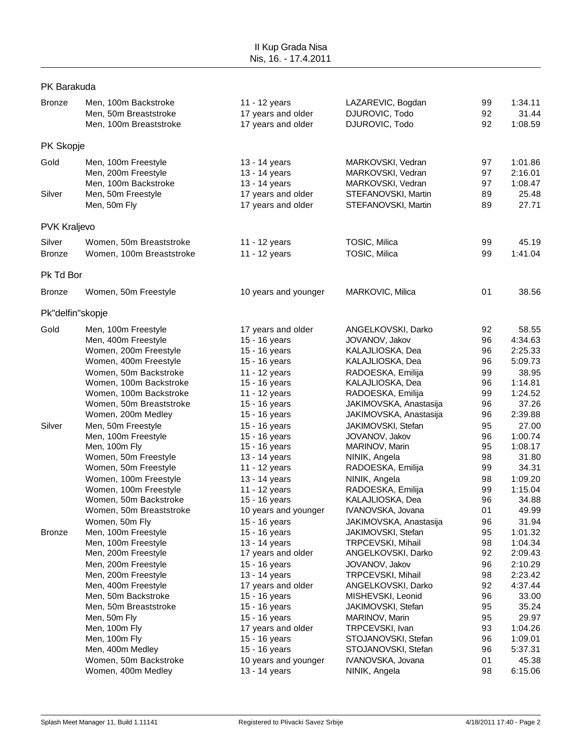## PK Barakuda

| | | | | | |
|---|---|---|---|---|---|
| Bronze | Men, 100m Backstroke | 11 - 12 years | LAZAREVIC, Bogdan | 99 | 1:34.11 |
| | Men, 50m Breaststroke | 17 years and older | DJUROVIC, Todo | 92 | 31.44 |
| | Men, 100m Breaststroke | 17 years and older | DJUROVIC, Todo | 92 | 1:08.59 |

## PK Skopje

| | | | | | |
|---|---|---|---|---|---|
| Gold | Men, 100m Freestyle | 13 - 14 years | MARKOVSKI, Vedran | 97 | 1:01.86 |
| | Men, 200m Freestyle | 13 - 14 years | MARKOVSKI, Vedran | 97 | 2:16.01 |
| | Men, 100m Backstroke | 13 - 14 years | MARKOVSKI, Vedran | 97 | 1:08.47 |
| Silver | Men, 50m Freestyle | 17 years and older | STEFANOVSKI, Martin | 89 | 25.48 |
| | Men, 50m Fly | 17 years and older | STEFANOVSKI, Martin | 89 | 27.71 |

## PVK Kraljevo

| | | | | | |
|---|---|---|---|---|---|
| Silver | Women, 50m Breaststroke | 11 - 12 years | TOSIC, Milica | 99 | 45.19 |
| Bronze | Women, 100m Breaststroke | 11 - 12 years | TOSIC, Milica | 99 | 1:41.04 |

## Pk Td Bor

| | | | | | |
|---|---|---|---|---|---|
| Bronze | Women, 50m Freestyle | 10 years and younger | MARKOVIC, Milica | 01 | 38.56 |

## Pk"delfin"skopje

| | | | | | |
|---|---|---|---|---|---|
| Gold | Men, 100m Freestyle | 17 years and older | ANGELKOVSKI, Darko | 92 | 58.55 |
| | Men, 400m Freestyle | 15 - 16 years | JOVANOV, Jakov | 96 | 4:34.63 |
| | Women, 200m Freestyle | 15 - 16 years | KALAJLIOSKA, Dea | 96 | 2:25.33 |
| | Women, 400m Freestyle | 15 - 16 years | KALAJLIOSKA, Dea | 96 | 5:09.73 |
| | Women, 50m Backstroke | 11 - 12 years | RADOESKA, Emilija | 99 | 38.95 |
| | Women, 100m Backstroke | 15 - 16 years | KALAJLIOSKA, Dea | 96 | 1:14.81 |
| | Women, 100m Backstroke | 11 - 12 years | RADOESKA, Emilija | 99 | 1:24.52 |
| | Women, 50m Breaststroke | 15 - 16 years | JAKIMOVSKA, Anastasija | 96 | 37.26 |
| | Women, 200m Medley | 15 - 16 years | JAKIMOVSKA, Anastasija | 96 | 2:39.88 |
| Silver | Men, 50m Freestyle | 15 - 16 years | JAKIMOVSKI, Stefan | 95 | 27.00 |
| | Men, 100m Freestyle | 15 - 16 years | JOVANOV, Jakov | 96 | 1:00.74 |
| | Men, 100m Fly | 15 - 16 years | MARINOV, Marin | 95 | 1:08.17 |
| | Women, 50m Freestyle | 13 - 14 years | NINIK, Angela | 98 | 31.80 |
| | Women, 50m Freestyle | 11 - 12 years | RADOESKA, Emilija | 99 | 34.31 |
| | Women, 100m Freestyle | 13 - 14 years | NINIK, Angela | 98 | 1:09.20 |
| | Women, 100m Freestyle | 11 - 12 years | RADOESKA, Emilija | 99 | 1:15.04 |
| | Women, 50m Backstroke | 15 - 16 years | KALAJLIOSKA, Dea | 96 | 34.88 |
| | Women, 50m Breaststroke | 10 years and younger | IVANOVSKA, Jovana | 01 | 49.99 |
| | Women, 50m Fly | 15 - 16 years | JAKIMOVSKA, Anastasija | 96 | 31.94 |
| Bronze | Men, 100m Freestyle | 15 - 16 years | JAKIMOVSKI, Stefan | 95 | 1:01.32 |
| | Men, 100m Freestyle | 13 - 14 years | TRPCEVSKI, Mihail | 98 | 1:04.34 |
| | Men, 200m Freestyle | 17 years and older | ANGELKOVSKI, Darko | 92 | 2:09.43 |
| | Men, 200m Freestyle | 15 - 16 years | JOVANOV, Jakov | 96 | 2:10.29 |
| | Men, 200m Freestyle | 13 - 14 years | TRPCEVSKI, Mihail | 98 | 2:23.42 |
| | Men, 400m Freestyle | 17 years and older | ANGELKOVSKI, Darko | 92 | 4:37.44 |
| | Men, 50m Backstroke | 15 - 16 years | MISHEVSKI, Leonid | 96 | 33.00 |
| | Men, 50m Breaststroke | 15 - 16 years | JAKIMOVSKI, Stefan | 95 | 35.24 |
| | Men, 50m Fly | 15 - 16 years | MARINOV, Marin | 95 | 29.97 |
| | Men, 100m Fly | 17 years and older | TRPCEVSKI, Ivan | 93 | 1:04.26 |
| | Men, 100m Fly | 15 - 16 years | STOJANOVSKI, Stefan | 96 | 1:09.01 |
| | Men, 400m Medley | 15 - 16 years | STOJANOVSKI, Stefan | 96 | 5:37.31 |
| | Women, 50m Backstroke | 10 years and younger | IVANOVSKA, Jovana | 01 | 45.38 |
| | Women, 400m Medley | 13 - 14 years | NINIK, Angela | 98 | 6:15.06 |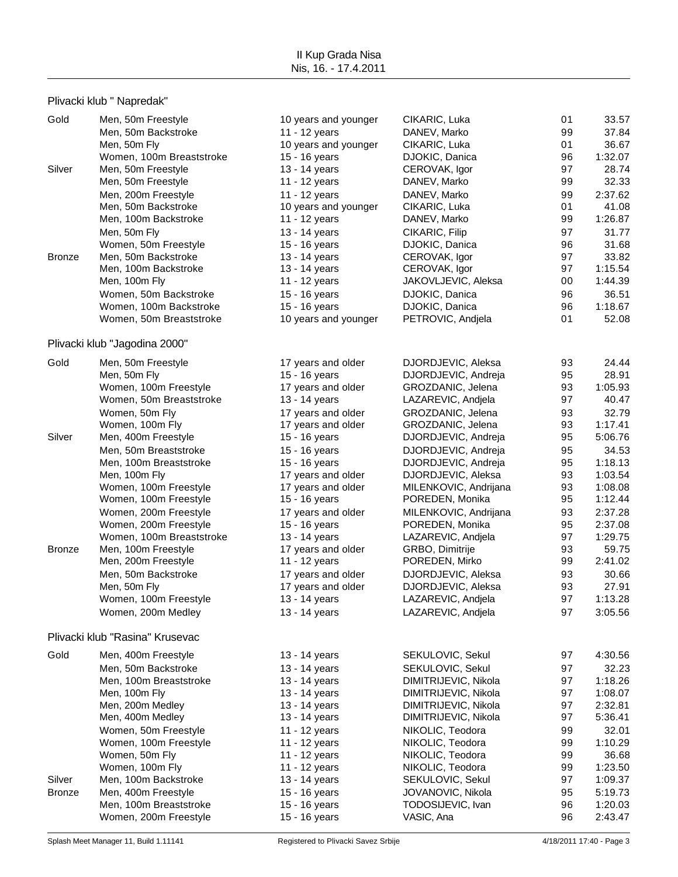II Kup Grada Nisa
Nis, 16. - 17.4.2011

## Plivacki klub " Napredak"

| Medal | Event | Age group | Name | Year | Time |
|---|---|---|---|---|---|
| Gold | Men, 50m Freestyle | 10 years and younger | CIKARIC, Luka | 01 | 33.57 |
| | Men, 50m Backstroke | 11 - 12 years | DANEV, Marko | 99 | 37.84 |
| | Men, 50m Fly | 10 years and younger | CIKARIC, Luka | 01 | 36.67 |
| | Women, 100m Breaststroke | 15 - 16 years | DJOKIC, Danica | 96 | 1:32.07 |
| Silver | Men, 50m Freestyle | 13 - 14 years | CEROVAK, Igor | 97 | 28.74 |
| | Men, 50m Freestyle | 11 - 12 years | DANEV, Marko | 99 | 32.33 |
| | Men, 200m Freestyle | 11 - 12 years | DANEV, Marko | 99 | 2:37.62 |
| | Men, 50m Backstroke | 10 years and younger | CIKARIC, Luka | 01 | 41.08 |
| | Men, 100m Backstroke | 11 - 12 years | DANEV, Marko | 99 | 1:26.87 |
| | Men, 50m Fly | 13 - 14 years | CIKARIC, Filip | 97 | 31.77 |
| | Women, 50m Freestyle | 15 - 16 years | DJOKIC, Danica | 96 | 31.68 |
| Bronze | Men, 50m Backstroke | 13 - 14 years | CEROVAK, Igor | 97 | 33.82 |
| | Men, 100m Backstroke | 13 - 14 years | CEROVAK, Igor | 97 | 1:15.54 |
| | Men, 100m Fly | 11 - 12 years | JAKOVLJEVIC, Aleksa | 00 | 1:44.39 |
| | Women, 50m Backstroke | 15 - 16 years | DJOKIC, Danica | 96 | 36.51 |
| | Women, 100m Backstroke | 15 - 16 years | DJOKIC, Danica | 96 | 1:18.67 |
| | Women, 50m Breaststroke | 10 years and younger | PETROVIC, Andjela | 01 | 52.08 |

## Plivacki klub "Jagodina 2000"

| Medal | Event | Age group | Name | Year | Time |
|---|---|---|---|---|---|
| Gold | Men, 50m Freestyle | 17 years and older | DJORDJEVIC, Aleksa | 93 | 24.44 |
| | Men, 50m Fly | 15 - 16 years | DJORDJEVIC, Andreja | 95 | 28.91 |
| | Women, 100m Freestyle | 17 years and older | GROZDANIC, Jelena | 93 | 1:05.93 |
| | Women, 50m Breaststroke | 13 - 14 years | LAZAREVIC, Andjela | 97 | 40.47 |
| | Women, 50m Fly | 17 years and older | GROZDANIC, Jelena | 93 | 32.79 |
| | Women, 100m Fly | 17 years and older | GROZDANIC, Jelena | 93 | 1:17.41 |
| Silver | Men, 400m Freestyle | 15 - 16 years | DJORDJEVIC, Andreja | 95 | 5:06.76 |
| | Men, 50m Breaststroke | 15 - 16 years | DJORDJEVIC, Andreja | 95 | 34.53 |
| | Men, 100m Breaststroke | 15 - 16 years | DJORDJEVIC, Andreja | 95 | 1:18.13 |
| | Men, 100m Fly | 17 years and older | DJORDJEVIC, Aleksa | 93 | 1:03.54 |
| | Women, 100m Freestyle | 17 years and older | MILENKOVIC, Andrijana | 93 | 1:08.08 |
| | Women, 100m Freestyle | 15 - 16 years | POREDEN, Monika | 95 | 1:12.44 |
| | Women, 200m Freestyle | 17 years and older | MILENKOVIC, Andrijana | 93 | 2:37.28 |
| | Women, 200m Freestyle | 15 - 16 years | POREDEN, Monika | 95 | 2:37.08 |
| | Women, 100m Breaststroke | 13 - 14 years | LAZAREVIC, Andjela | 97 | 1:29.75 |
| Bronze | Men, 100m Freestyle | 17 years and older | GRBO, Dimitrije | 93 | 59.75 |
| | Men, 200m Freestyle | 11 - 12 years | POREDEN, Mirko | 99 | 2:41.02 |
| | Men, 50m Backstroke | 17 years and older | DJORDJEVIC, Aleksa | 93 | 30.66 |
| | Men, 50m Fly | 17 years and older | DJORDJEVIC, Aleksa | 93 | 27.91 |
| | Women, 100m Freestyle | 13 - 14 years | LAZAREVIC, Andjela | 97 | 1:13.28 |
| | Women, 200m Medley | 13 - 14 years | LAZAREVIC, Andjela | 97 | 3:05.56 |

## Plivacki klub "Rasina" Krusevac

| Medal | Event | Age group | Name | Year | Time |
|---|---|---|---|---|---|
| Gold | Men, 400m Freestyle | 13 - 14 years | SEKULOVIC, Sekul | 97 | 4:30.56 |
| | Men, 50m Backstroke | 13 - 14 years | SEKULOVIC, Sekul | 97 | 32.23 |
| | Men, 100m Breaststroke | 13 - 14 years | DIMITRIJEVIC, Nikola | 97 | 1:18.26 |
| | Men, 100m Fly | 13 - 14 years | DIMITRIJEVIC, Nikola | 97 | 1:08.07 |
| | Men, 200m Medley | 13 - 14 years | DIMITRIJEVIC, Nikola | 97 | 2:32.81 |
| | Men, 400m Medley | 13 - 14 years | DIMITRIJEVIC, Nikola | 97 | 5:36.41 |
| | Women, 50m Freestyle | 11 - 12 years | NIKOLIC, Teodora | 99 | 32.01 |
| | Women, 100m Freestyle | 11 - 12 years | NIKOLIC, Teodora | 99 | 1:10.29 |
| | Women, 50m Fly | 11 - 12 years | NIKOLIC, Teodora | 99 | 36.68 |
| | Women, 100m Fly | 11 - 12 years | NIKOLIC, Teodora | 99 | 1:23.50 |
| Silver | Men, 100m Backstroke | 13 - 14 years | SEKULOVIC, Sekul | 97 | 1:09.37 |
| Bronze | Men, 400m Freestyle | 15 - 16 years | JOVANOVIC, Nikola | 95 | 5:19.73 |
| | Men, 100m Breaststroke | 15 - 16 years | TODOSIJEVIC, Ivan | 96 | 1:20.03 |
| | Women, 200m Freestyle | 15 - 16 years | VASIC, Ana | 96 | 2:43.47 |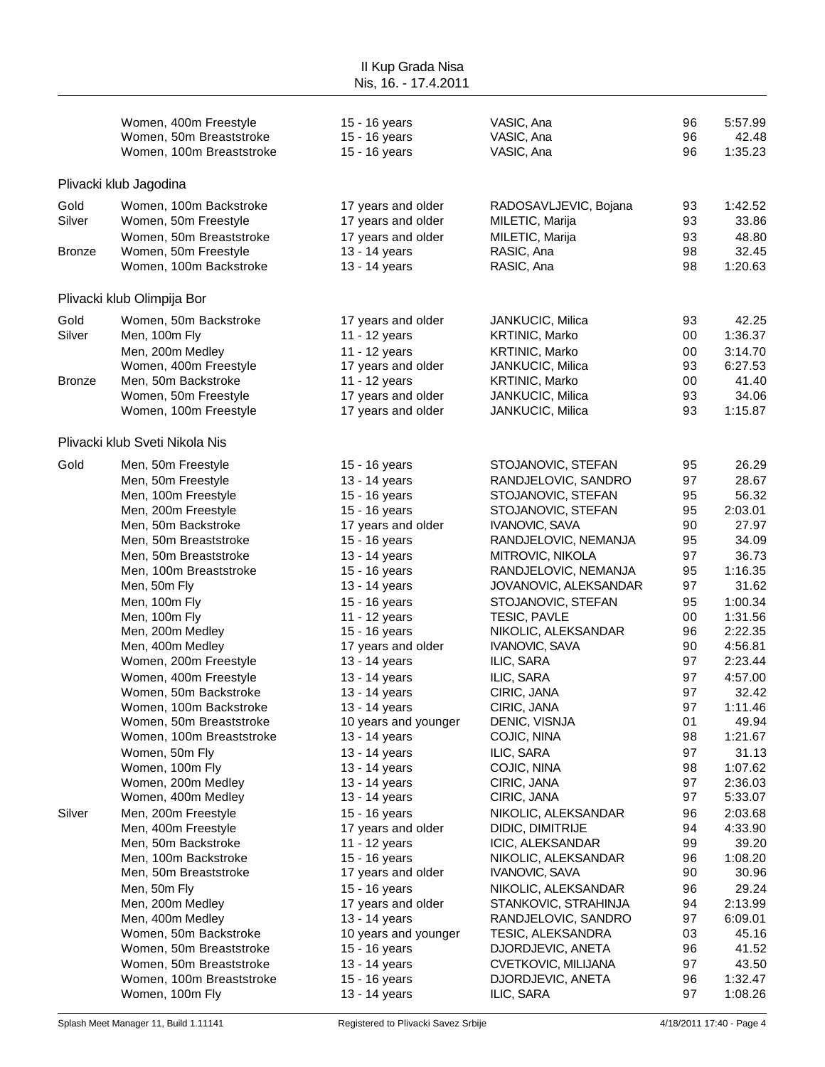| | | | | | |
|---|---|---|---|---|---|
| | Women, 400m Freestyle | 15 - 16 years | VASIC, Ana | 96 | 5:57.99 |
| | Women, 50m Breaststroke | 15 - 16 years | VASIC, Ana | 96 | 42.48 |
| | Women, 100m Breaststroke | 15 - 16 years | VASIC, Ana | 96 | 1:35.23 |

## Plivacki klub Jagodina

| | | | | | |
|---|---|---|---|---|---|
| Gold | Women, 100m Backstroke | 17 years and older | RADOSAVLJEVIC, Bojana | 93 | 1:42.52 |
| Silver | Women, 50m Freestyle | 17 years and older | MILETIC, Marija | 93 | 33.86 |
| | Women, 50m Breaststroke | 17 years and older | MILETIC, Marija | 93 | 48.80 |
| Bronze | Women, 50m Freestyle | 13 - 14 years | RASIC, Ana | 98 | 32.45 |
| | Women, 100m Backstroke | 13 - 14 years | RASIC, Ana | 98 | 1:20.63 |

## Plivacki klub Olimpija Bor

| | | | | | |
|---|---|---|---|---|---|
| Gold | Women, 50m Backstroke | 17 years and older | JANKUCIC, Milica | 93 | 42.25 |
| Silver | Men, 100m Fly | 11 - 12 years | KRTINIC, Marko | 00 | 1:36.37 |
| | Men, 200m Medley | 11 - 12 years | KRTINIC, Marko | 00 | 3:14.70 |
| | Women, 400m Freestyle | 17 years and older | JANKUCIC, Milica | 93 | 6:27.53 |
| Bronze | Men, 50m Backstroke | 11 - 12 years | KRTINIC, Marko | 00 | 41.40 |
| | Women, 50m Freestyle | 17 years and older | JANKUCIC, Milica | 93 | 34.06 |
| | Women, 100m Freestyle | 17 years and older | JANKUCIC, Milica | 93 | 1:15.87 |

## Plivacki klub Sveti Nikola Nis

| | | | | | |
|---|---|---|---|---|---|
| Gold | Men, 50m Freestyle | 15 - 16 years | STOJANOVIC, STEFAN | 95 | 26.29 |
| | Men, 50m Freestyle | 13 - 14 years | RANDJELOVIC, SANDRO | 97 | 28.67 |
| | Men, 100m Freestyle | 15 - 16 years | STOJANOVIC, STEFAN | 95 | 56.32 |
| | Men, 200m Freestyle | 15 - 16 years | STOJANOVIC, STEFAN | 95 | 2:03.01 |
| | Men, 50m Backstroke | 17 years and older | IVANOVIC, SAVA | 90 | 27.97 |
| | Men, 50m Breaststroke | 15 - 16 years | RANDJELOVIC, NEMANJA | 95 | 34.09 |
| | Men, 50m Breaststroke | 13 - 14 years | MITROVIC, NIKOLA | 97 | 36.73 |
| | Men, 100m Breaststroke | 15 - 16 years | RANDJELOVIC, NEMANJA | 95 | 1:16.35 |
| | Men, 50m Fly | 13 - 14 years | JOVANOVIC, ALEKSANDAR | 97 | 31.62 |
| | Men, 100m Fly | 15 - 16 years | STOJANOVIC, STEFAN | 95 | 1:00.34 |
| | Men, 100m Fly | 11 - 12 years | TESIC, PAVLE | 00 | 1:31.56 |
| | Men, 200m Medley | 15 - 16 years | NIKOLIC, ALEKSANDAR | 96 | 2:22.35 |
| | Men, 400m Medley | 17 years and older | IVANOVIC, SAVA | 90 | 4:56.81 |
| | Women, 200m Freestyle | 13 - 14 years | ILIC, SARA | 97 | 2:23.44 |
| | Women, 400m Freestyle | 13 - 14 years | ILIC, SARA | 97 | 4:57.00 |
| | Women, 50m Backstroke | 13 - 14 years | CIRIC, JANA | 97 | 32.42 |
| | Women, 100m Backstroke | 13 - 14 years | CIRIC, JANA | 97 | 1:11.46 |
| | Women, 50m Breaststroke | 10 years and younger | DENIC, VISNJA | 01 | 49.94 |
| | Women, 100m Breaststroke | 13 - 14 years | COJIC, NINA | 98 | 1:21.67 |
| | Women, 50m Fly | 13 - 14 years | ILIC, SARA | 97 | 31.13 |
| | Women, 100m Fly | 13 - 14 years | COJIC, NINA | 98 | 1:07.62 |
| | Women, 200m Medley | 13 - 14 years | CIRIC, JANA | 97 | 2:36.03 |
| | Women, 400m Medley | 13 - 14 years | CIRIC, JANA | 97 | 5:33.07 |
| Silver | Men, 200m Freestyle | 15 - 16 years | NIKOLIC, ALEKSANDAR | 96 | 2:03.68 |
| | Men, 400m Freestyle | 17 years and older | DIDIC, DIMITRIJE | 94 | 4:33.90 |
| | Men, 50m Backstroke | 11 - 12 years | ICIC, ALEKSANDAR | 99 | 39.20 |
| | Men, 100m Backstroke | 15 - 16 years | NIKOLIC, ALEKSANDAR | 96 | 1:08.20 |
| | Men, 50m Breaststroke | 17 years and older | IVANOVIC, SAVA | 90 | 30.96 |
| | Men, 50m Fly | 15 - 16 years | NIKOLIC, ALEKSANDAR | 96 | 29.24 |
| | Men, 200m Medley | 17 years and older | STANKOVIC, STRAHINJA | 94 | 2:13.99 |
| | Men, 400m Medley | 13 - 14 years | RANDJELOVIC, SANDRO | 97 | 6:09.01 |
| | Women, 50m Backstroke | 10 years and younger | TESIC, ALEKSANDRA | 03 | 45.16 |
| | Women, 50m Breaststroke | 15 - 16 years | DJORDJEVIC, ANETA | 96 | 41.52 |
| | Women, 50m Breaststroke | 13 - 14 years | CVETKOVIC, MILIJANA | 97 | 43.50 |
| | Women, 100m Breaststroke | 15 - 16 years | DJORDJEVIC, ANETA | 96 | 1:32.47 |
| | Women, 100m Fly | 13 - 14 years | ILIC, SARA | 97 | 1:08.26 |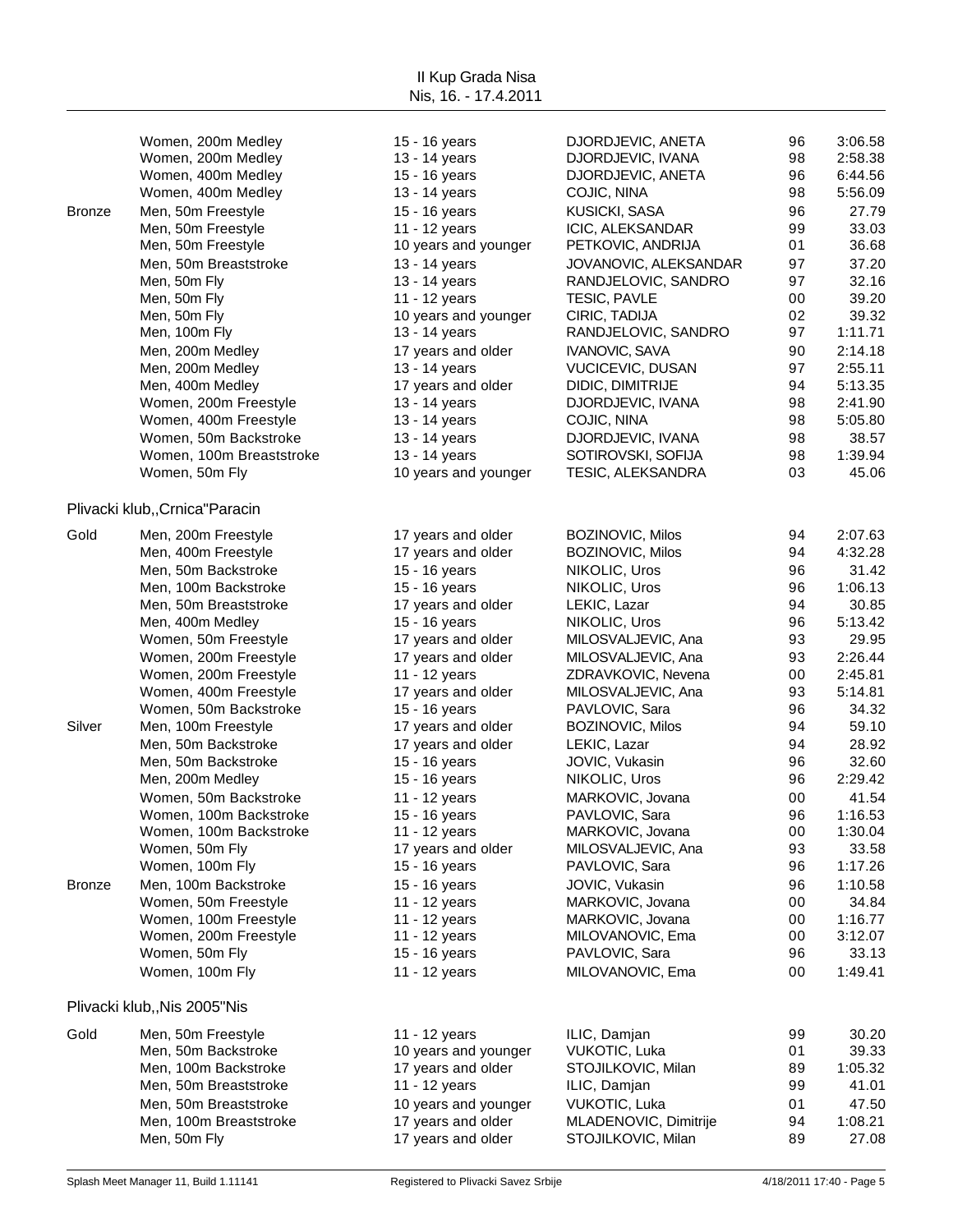| | | | | | |
|---|---|---|---|---|---|
| | Women, 200m Medley | 15 - 16 years | DJORDJEVIC, ANETA | 96 | 3:06.58 |
| | Women, 200m Medley | 13 - 14 years | DJORDJEVIC, IVANA | 98 | 2:58.38 |
| | Women, 400m Medley | 15 - 16 years | DJORDJEVIC, ANETA | 96 | 6:44.56 |
| | Women, 400m Medley | 13 - 14 years | COJIC, NINA | 98 | 5:56.09 |
| Bronze | Men, 50m Freestyle | 15 - 16 years | KUSICKI, SASA | 96 | 27.79 |
| | Men, 50m Freestyle | 11 - 12 years | ICIC, ALEKSANDAR | 99 | 33.03 |
| | Men, 50m Freestyle | 10 years and younger | PETKOVIC, ANDRIJA | 01 | 36.68 |
| | Men, 50m Breaststroke | 13 - 14 years | JOVANOVIC, ALEKSANDAR | 97 | 37.20 |
| | Men, 50m Fly | 13 - 14 years | RANDJELOVIC, SANDRO | 97 | 32.16 |
| | Men, 50m Fly | 11 - 12 years | TESIC, PAVLE | 00 | 39.20 |
| | Men, 50m Fly | 10 years and younger | CIRIC, TADIJA | 02 | 39.32 |
| | Men, 100m Fly | 13 - 14 years | RANDJELOVIC, SANDRO | 97 | 1:11.71 |
| | Men, 200m Medley | 17 years and older | IVANOVIC, SAVA | 90 | 2:14.18 |
| | Men, 200m Medley | 13 - 14 years | VUCICEVIC, DUSAN | 97 | 2:55.11 |
| | Men, 400m Medley | 17 years and older | DIDIC, DIMITRIJE | 94 | 5:13.35 |
| | Women, 200m Freestyle | 13 - 14 years | DJORDJEVIC, IVANA | 98 | 2:41.90 |
| | Women, 400m Freestyle | 13 - 14 years | COJIC, NINA | 98 | 5:05.80 |
| | Women, 50m Backstroke | 13 - 14 years | DJORDJEVIC, IVANA | 98 | 38.57 |
| | Women, 100m Breaststroke | 13 - 14 years | SOTIROVSKI, SOFIJA | 98 | 1:39.94 |
| | Women, 50m Fly | 10 years and younger | TESIC, ALEKSANDRA | 03 | 45.06 |

## Plivacki klub,,Crnica"Paracin

| | | | | | |
|---|---|---|---|---|---|
| Gold | Men, 200m Freestyle | 17 years and older | BOZINOVIC, Milos | 94 | 2:07.63 |
| | Men, 400m Freestyle | 17 years and older | BOZINOVIC, Milos | 94 | 4:32.28 |
| | Men, 50m Backstroke | 15 - 16 years | NIKOLIC, Uros | 96 | 31.42 |
| | Men, 100m Backstroke | 15 - 16 years | NIKOLIC, Uros | 96 | 1:06.13 |
| | Men, 50m Breaststroke | 17 years and older | LEKIC, Lazar | 94 | 30.85 |
| | Men, 400m Medley | 15 - 16 years | NIKOLIC, Uros | 96 | 5:13.42 |
| | Women, 50m Freestyle | 17 years and older | MILOSVALJEVIC, Ana | 93 | 29.95 |
| | Women, 200m Freestyle | 17 years and older | MILOSVALJEVIC, Ana | 93 | 2:26.44 |
| | Women, 200m Freestyle | 11 - 12 years | ZDRAVKOVIC, Nevena | 00 | 2:45.81 |
| | Women, 400m Freestyle | 17 years and older | MILOSVALJEVIC, Ana | 93 | 5:14.81 |
| | Women, 50m Backstroke | 15 - 16 years | PAVLOVIC, Sara | 96 | 34.32 |
| Silver | Men, 100m Freestyle | 17 years and older | BOZINOVIC, Milos | 94 | 59.10 |
| | Men, 50m Backstroke | 17 years and older | LEKIC, Lazar | 94 | 28.92 |
| | Men, 50m Backstroke | 15 - 16 years | JOVIC, Vukasin | 96 | 32.60 |
| | Men, 200m Medley | 15 - 16 years | NIKOLIC, Uros | 96 | 2:29.42 |
| | Women, 50m Backstroke | 11 - 12 years | MARKOVIC, Jovana | 00 | 41.54 |
| | Women, 100m Backstroke | 15 - 16 years | PAVLOVIC, Sara | 96 | 1:16.53 |
| | Women, 100m Backstroke | 11 - 12 years | MARKOVIC, Jovana | 00 | 1:30.04 |
| | Women, 50m Fly | 17 years and older | MILOSVALJEVIC, Ana | 93 | 33.58 |
| | Women, 100m Fly | 15 - 16 years | PAVLOVIC, Sara | 96 | 1:17.26 |
| Bronze | Men, 100m Backstroke | 15 - 16 years | JOVIC, Vukasin | 96 | 1:10.58 |
| | Women, 50m Freestyle | 11 - 12 years | MARKOVIC, Jovana | 00 | 34.84 |
| | Women, 100m Freestyle | 11 - 12 years | MARKOVIC, Jovana | 00 | 1:16.77 |
| | Women, 200m Freestyle | 11 - 12 years | MILOVANOVIC, Ema | 00 | 3:12.07 |
| | Women, 50m Fly | 15 - 16 years | PAVLOVIC, Sara | 96 | 33.13 |
| | Women, 100m Fly | 11 - 12 years | MILOVANOVIC, Ema | 00 | 1:49.41 |

## Plivacki klub,,Nis 2005"Nis

| | | | | | |
|---|---|---|---|---|---|
| Gold | Men, 50m Freestyle | 11 - 12 years | ILIC, Damjan | 99 | 30.20 |
| | Men, 50m Backstroke | 10 years and younger | VUKOTIC, Luka | 01 | 39.33 |
| | Men, 100m Backstroke | 17 years and older | STOJILKOVIC, Milan | 89 | 1:05.32 |
| | Men, 50m Breaststroke | 11 - 12 years | ILIC, Damjan | 99 | 41.01 |
| | Men, 50m Breaststroke | 10 years and younger | VUKOTIC, Luka | 01 | 47.50 |
| | Men, 100m Breaststroke | 17 years and older | MLADENOVIC, Dimitrije | 94 | 1:08.21 |
| | Men, 50m Fly | 17 years and older | STOJILKOVIC, Milan | 89 | 27.08 |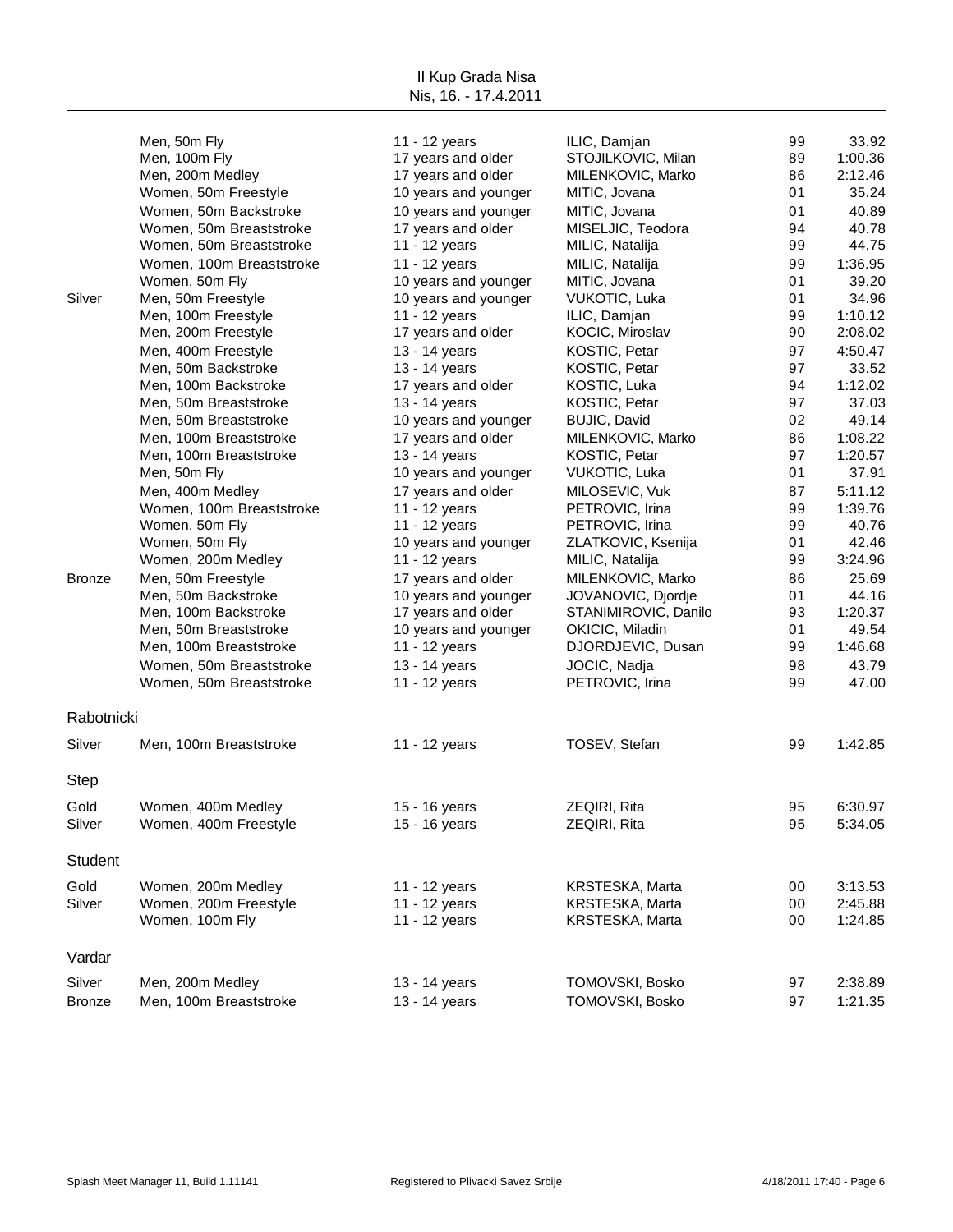| | | | | | |
|---|---|---|---|---|---|
| | Men, 50m Fly | 11 - 12 years | ILIC, Damjan | 99 | 33.92 |
| | Men, 100m Fly | 17 years and older | STOJILKOVIC, Milan | 89 | 1:00.36 |
| | Men, 200m Medley | 17 years and older | MILENKOVIC, Marko | 86 | 2:12.46 |
| | Women, 50m Freestyle | 10 years and younger | MITIC, Jovana | 01 | 35.24 |
| | Women, 50m Backstroke | 10 years and younger | MITIC, Jovana | 01 | 40.89 |
| | Women, 50m Breaststroke | 17 years and older | MISELJIC, Teodora | 94 | 40.78 |
| | Women, 50m Breaststroke | 11 - 12 years | MILIC, Natalija | 99 | 44.75 |
| | Women, 100m Breaststroke | 11 - 12 years | MILIC, Natalija | 99 | 1:36.95 |
| | Women, 50m Fly | 10 years and younger | MITIC, Jovana | 01 | 39.20 |
| Silver | Men, 50m Freestyle | 10 years and younger | VUKOTIC, Luka | 01 | 34.96 |
| | Men, 100m Freestyle | 11 - 12 years | ILIC, Damjan | 99 | 1:10.12 |
| | Men, 200m Freestyle | 17 years and older | KOCIC, Miroslav | 90 | 2:08.02 |
| | Men, 400m Freestyle | 13 - 14 years | KOSTIC, Petar | 97 | 4:50.47 |
| | Men, 50m Backstroke | 13 - 14 years | KOSTIC, Petar | 97 | 33.52 |
| | Men, 100m Backstroke | 17 years and older | KOSTIC, Luka | 94 | 1:12.02 |
| | Men, 50m Breaststroke | 13 - 14 years | KOSTIC, Petar | 97 | 37.03 |
| | Men, 50m Breaststroke | 10 years and younger | BUJIC, David | 02 | 49.14 |
| | Men, 100m Breaststroke | 17 years and older | MILENKOVIC, Marko | 86 | 1:08.22 |
| | Men, 100m Breaststroke | 13 - 14 years | KOSTIC, Petar | 97 | 1:20.57 |
| | Men, 50m Fly | 10 years and younger | VUKOTIC, Luka | 01 | 37.91 |
| | Men, 400m Medley | 17 years and older | MILOSEVIC, Vuk | 87 | 5:11.12 |
| | Women, 100m Breaststroke | 11 - 12 years | PETROVIC, Irina | 99 | 1:39.76 |
| | Women, 50m Fly | 11 - 12 years | PETROVIC, Irina | 99 | 40.76 |
| | Women, 50m Fly | 10 years and younger | ZLATKOVIC, Ksenija | 01 | 42.46 |
| | Women, 200m Medley | 11 - 12 years | MILIC, Natalija | 99 | 3:24.96 |
| Bronze | Men, 50m Freestyle | 17 years and older | MILENKOVIC, Marko | 86 | 25.69 |
| | Men, 50m Backstroke | 10 years and younger | JOVANOVIC, Djordje | 01 | 44.16 |
| | Men, 100m Backstroke | 17 years and older | STANIMIROVIC, Danilo | 93 | 1:20.37 |
| | Men, 50m Breaststroke | 10 years and younger | OKICIC, Miladin | 01 | 49.54 |
| | Men, 100m Breaststroke | 11 - 12 years | DJORDJEVIC, Dusan | 99 | 1:46.68 |
| | Women, 50m Breaststroke | 13 - 14 years | JOCIC, Nadja | 98 | 43.79 |
| | Women, 50m Breaststroke | 11 - 12 years | PETROVIC, Irina | 99 | 47.00 |

## Rabotnicki

| | | | | | |
|---|---|---|---|---|---|
| Silver | Men, 100m Breaststroke | 11 - 12 years | TOSEV, Stefan | 99 | 1:42.85 |

## Step

| | | | | | |
|---|---|---|---|---|---|
| Gold | Women, 400m Medley | 15 - 16 years | ZEQIRI, Rita | 95 | 6:30.97 |
| Silver | Women, 400m Freestyle | 15 - 16 years | ZEQIRI, Rita | 95 | 5:34.05 |

## Student

| | | | | | |
|---|---|---|---|---|---|
| Gold | Women, 200m Medley | 11 - 12 years | KRSTESKA, Marta | 00 | 3:13.53 |
| Silver | Women, 200m Freestyle | 11 - 12 years | KRSTESKA, Marta | 00 | 2:45.88 |
| | Women, 100m Fly | 11 - 12 years | KRSTESKA, Marta | 00 | 1:24.85 |

## Vardar

| | | | | | |
|---|---|---|---|---|---|
| Silver | Men, 200m Medley | 13 - 14 years | TOMOVSKI, Bosko | 97 | 2:38.89 |
| Bronze | Men, 100m Breaststroke | 13 - 14 years | TOMOVSKI, Bosko | 97 | 1:21.35 |